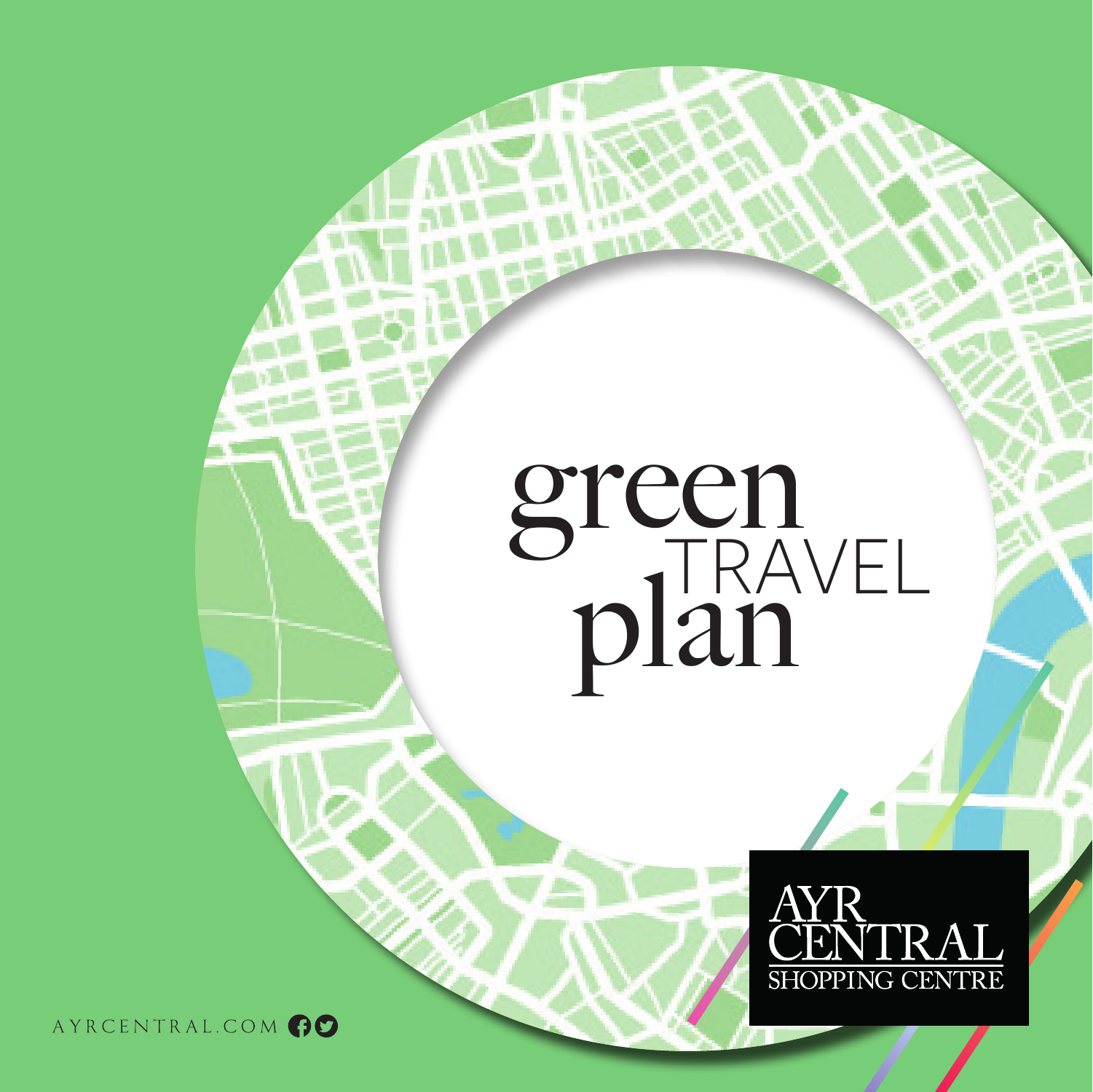# green TRAVEL plan

AYR CENTRAL
SHOPPING CENTRE

AYRCENTRAL.COM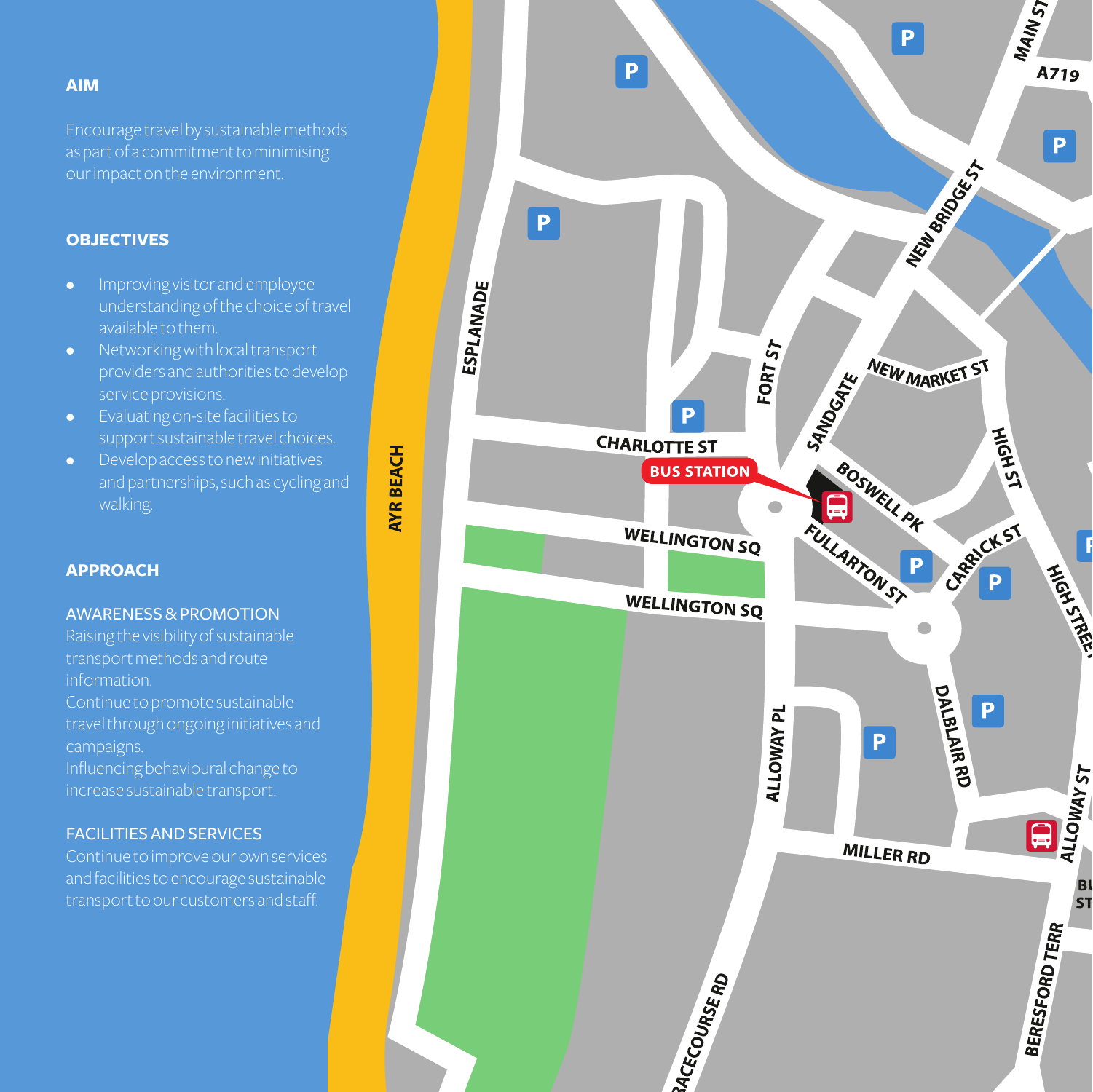## AIM

Encourage travel by sustainable methods as part of a commitment to minimising our impact on the environment.

## OBJECTIVES

- Improving visitor and employee understanding of the choice of travel available to them.
- Networking with local transport providers and authorities to develop service provisions.
- Evaluating on-site facilities to support sustainable travel choices.
- Develop access to new initiatives and partnerships, such as cycling and walking.

## APPROACH

### AWARENESS & PROMOTION

Raising the visibility of sustainable transport methods and route information.
Continue to promote sustainable travel through ongoing initiatives and campaigns.
Influencing behavioural change to increase sustainable transport.

### FACILITIES AND SERVICES

Continue to improve our own services and facilities to encourage sustainable transport to our customers and staff.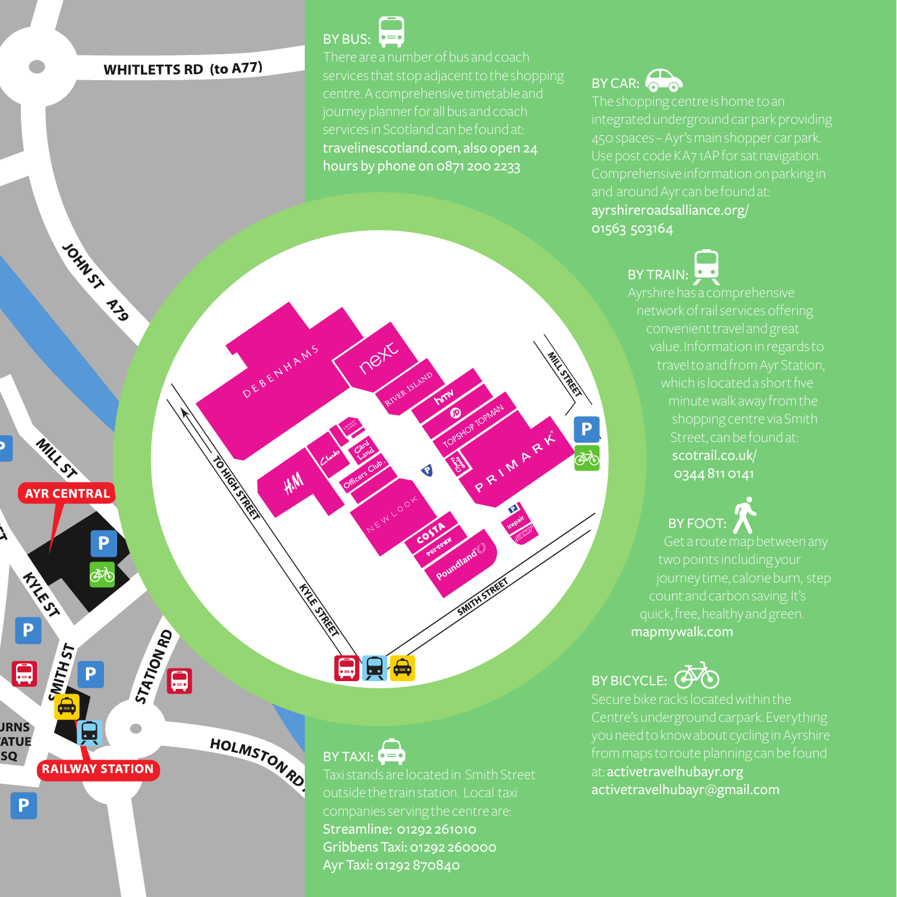## BY BUS:

There are a number of bus and coach services that stop adjacent to the shopping centre. A comprehensive timetable and journey planner for all bus and coach services in Scotland can be found at: **travelinescotland.com, also open 24 hours by phone on 0871 200 2233**

## BY CAR:

The shopping centre is home to an integrated underground car park providing 450 spaces – Ayr's main shopper car park. Use post code KA7 1AP for sat navigation. Comprehensive information on parking in and around Ayr can be found at: **ayrshireroadsalliance.org/ 01563 503164**

## BY TRAIN:

Ayrshire has a comprehensive network of rail services offering convenient travel and great value. Information in regards to travel to and from Ayr Station, which is located a short five minute walk away from the shopping centre via Smith Street, can be found at: **scotrail.co.uk/ 0344 811 0141**

## BY FOOT:

Get a route map between any two points including your journey time, calorie burn, step count and carbon saving. It's quick, free, healthy and green. **mapmywalk.com**

## BY BICYCLE:

Secure bike racks located within the Centre's underground carpark. Everything you need to know about cycling in Ayrshire from maps to route planning can be found at: **activetravelhubayr.org activetravelhubayr@gmail.com**

## BY TAXI:

Taxi stands are located in Smith Street outside the train station. Local taxi companies serving the centre are:

**Streamline: 01292 261010**
**Gribbens Taxi: 01292 260000**
**Ayr Taxi: 01292 870840**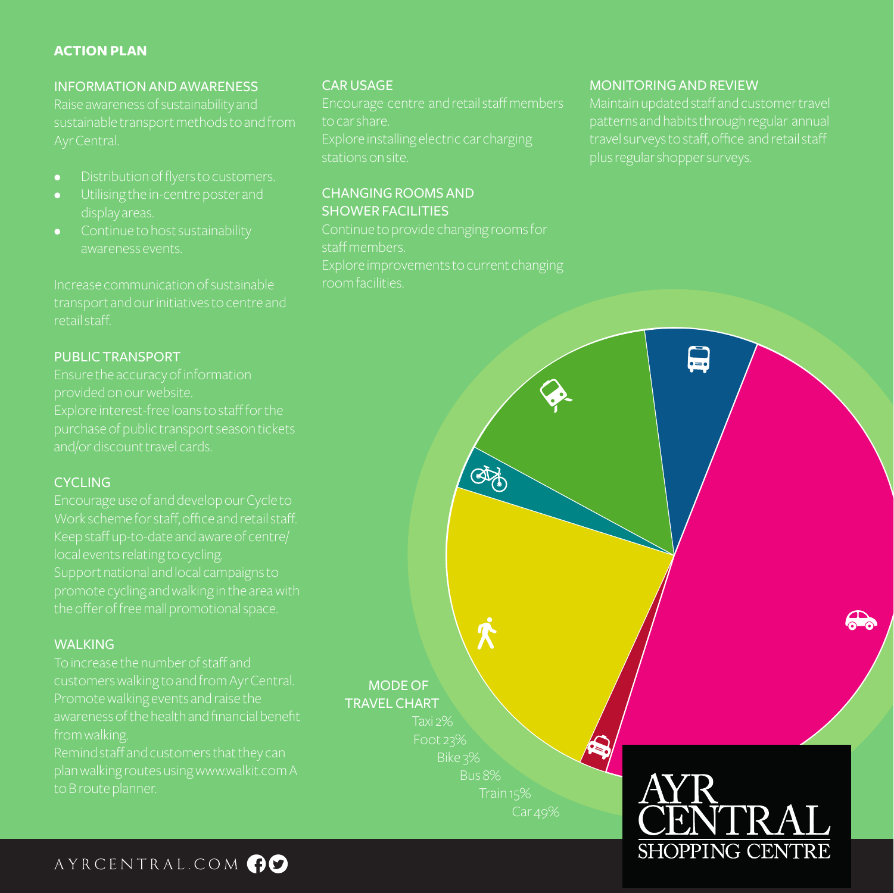# ACTION PLAN

## INFORMATION AND AWARENESS

Raise awareness of sustainability and sustainable transport methods to and from Ayr Central.

- Distribution of flyers to customers.
- Utilising the in-centre poster and display areas.
- Continue to host sustainability awareness events.

Increase communication of sustainable transport and our initiatives to centre and retail staff.

## PUBLIC TRANSPORT

Ensure the accuracy of information provided on our website.
Explore interest-free loans to staff for the purchase of public transport season tickets and/or discount travel cards.

## CYCLING

Encourage use of and develop our Cycle to Work scheme for staff, office and retail staff.
Keep staff up-to-date and aware of centre/local events relating to cycling.
Support national and local campaigns to promote cycling and walking in the area with the offer of free mall promotional space.

## WALKING

To increase the number of staff and customers walking to and from Ayr Central.
Promote walking events and raise the awareness of the health and financial benefit from walking.
Remind staff and customers that they can plan walking routes using www.walkit.com A to B route planner.

## CAR USAGE

Encourage centre and retail staff members to car share.
Explore installing electric car charging stations on site.

## CHANGING ROOMS AND SHOWER FACILITIES

Continue to provide changing rooms for staff members.
Explore improvements to current changing room facilities.

## MONITORING AND REVIEW

Maintain updated staff and customer travel patterns and habits through regular annual travel surveys to staff, office and retail staff plus regular shopper surveys.

MODE OF TRAVEL CHART

Taxi 2%
Foot 23%
Bike 3%
Bus 8%
Train 15%
Car 49%

AYR CENTRAL SHOPPING CENTRE

AYRCENTRAL.COM